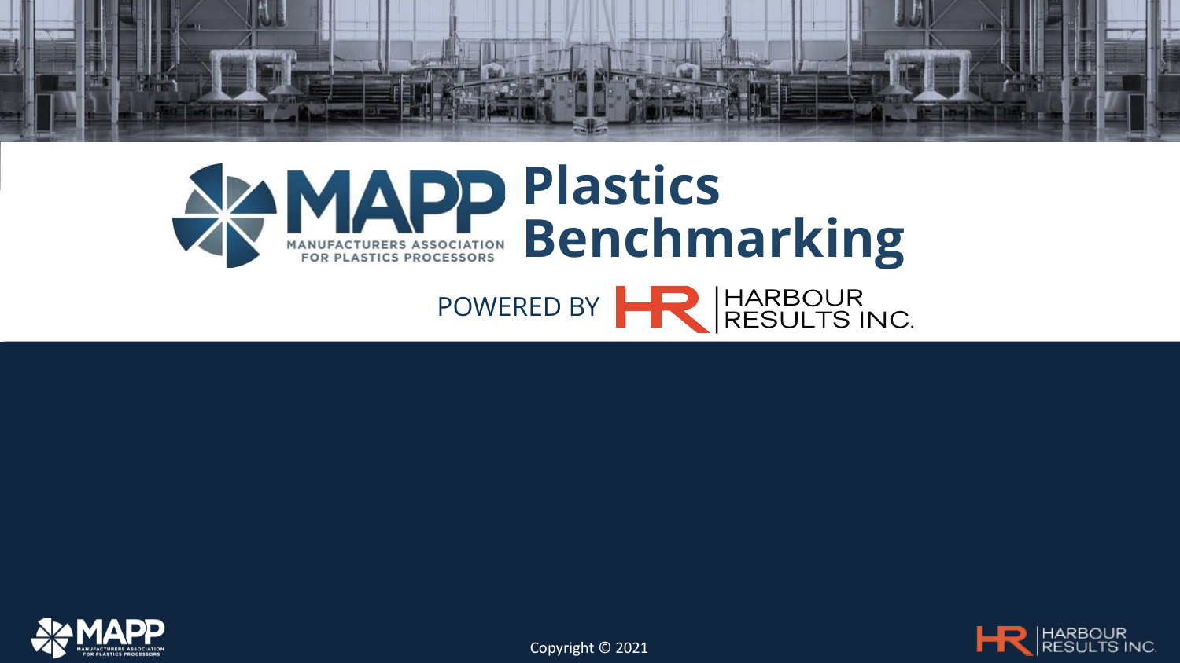# MAPP Plastics Benchmarking

MANUFACTURERS ASSOCIATION FOR PLASTICS PROCESSORS

POWERED BY HARBOUR RESULTS INC.

Copyright © 2021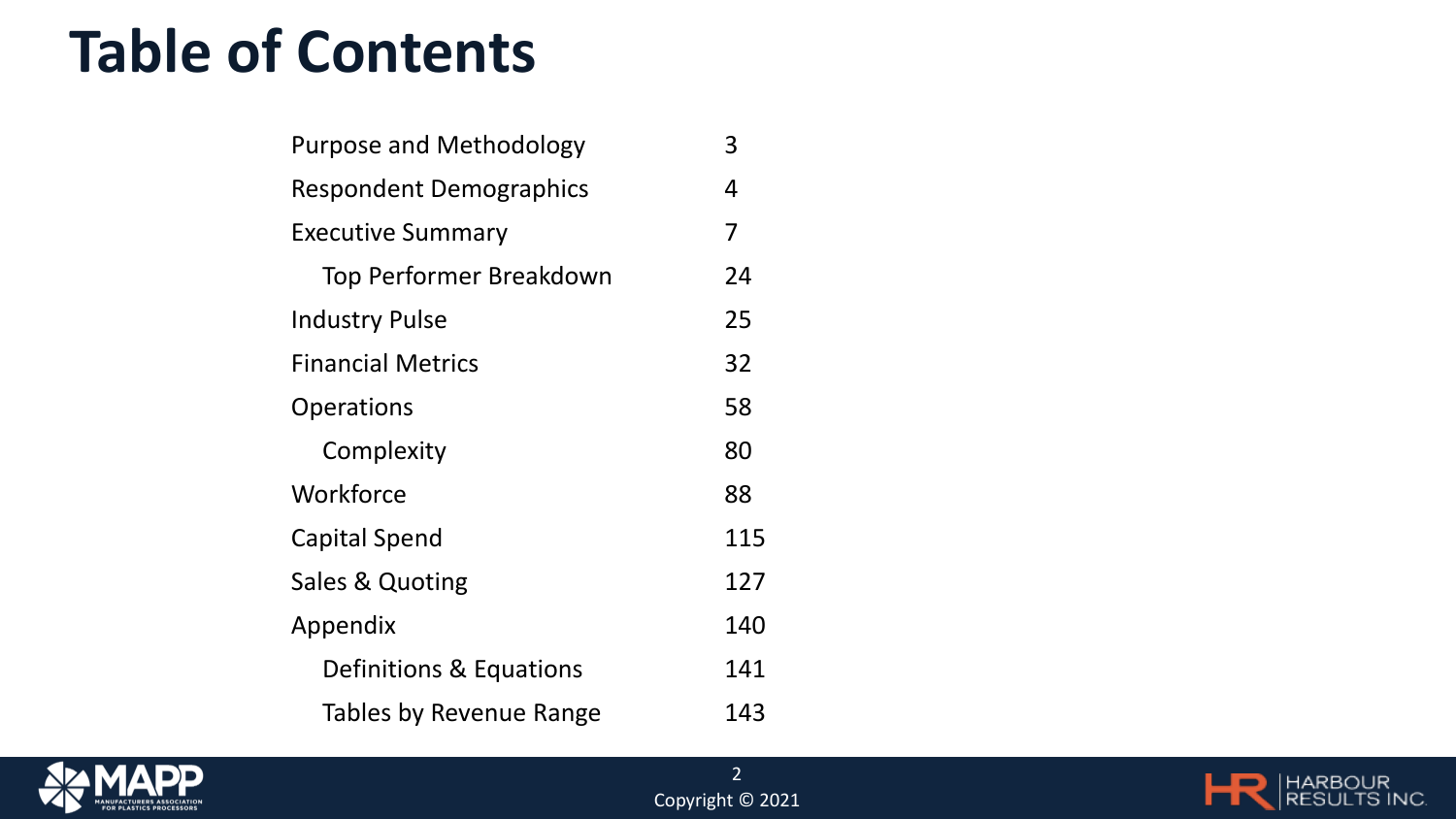# Table of Contents

| | |
|---|---|
| Purpose and Methodology | 3 |
| Respondent Demographics | 4 |
| Executive Summary | 7 |
| Top Performer Breakdown | 24 |
| Industry Pulse | 25 |
| Financial Metrics | 32 |
| Operations | 58 |
| Complexity | 80 |
| Workforce | 88 |
| Capital Spend | 115 |
| Sales & Quoting | 127 |
| Appendix | 140 |
| Definitions & Equations | 141 |
| Tables by Revenue Range | 143 |

Copyright © 2021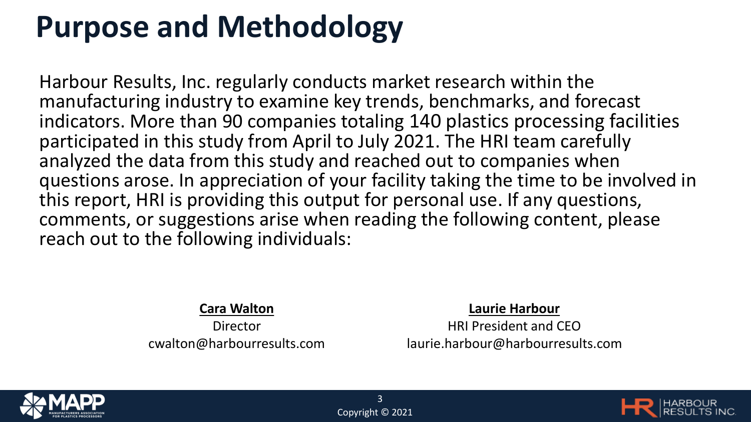# Purpose and Methodology

Harbour Results, Inc. regularly conducts market research within the manufacturing industry to examine key trends, benchmarks, and forecast indicators. More than 90 companies totaling 140 plastics processing facilities participated in this study from April to July 2021. The HRI team carefully analyzed the data from this study and reached out to companies when questions arose. In appreciation of your facility taking the time to be involved in this report, HRI is providing this output for personal use. If any questions, comments, or suggestions arise when reading the following content, please reach out to the following individuals:

**Cara Walton**
Director
cwalton@harbourresults.com

**Laurie Harbour**
HRI President and CEO
laurie.harbour@harbourresults.com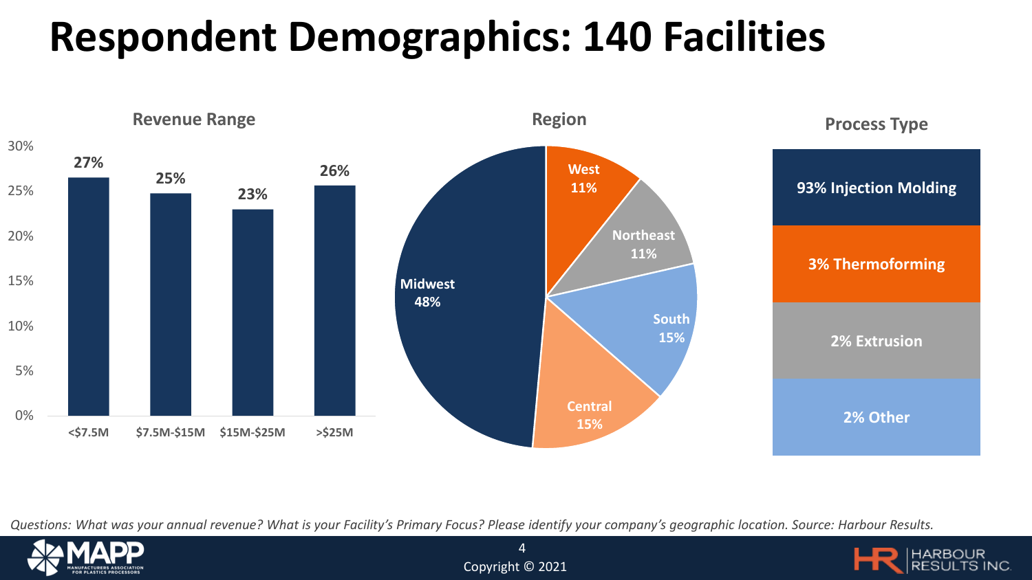# Respondent Demographics: 140 Facilities

### Revenue Range

| Revenue Range | Percentage |
| --- | --- |
| <$7.5M | 27% |
| $7.5M-$15M | 25% |
| $15M-$25M | 23% |
| >$25M | 26% |

### Region

| Region | Percentage |
| --- | --- |
| Midwest | 48% |
| West | 11% |
| Northeast | 11% |
| South | 15% |
| Central | 15% |

### Process Type

- 93% Injection Molding
- 3% Thermoforming
- 2% Extrusion
- 2% Other

*Questions: What was your annual revenue? What is your Facility's Primary Focus? Please identify your company's geographic location. Source: Harbour Results.*

Copyright © 2021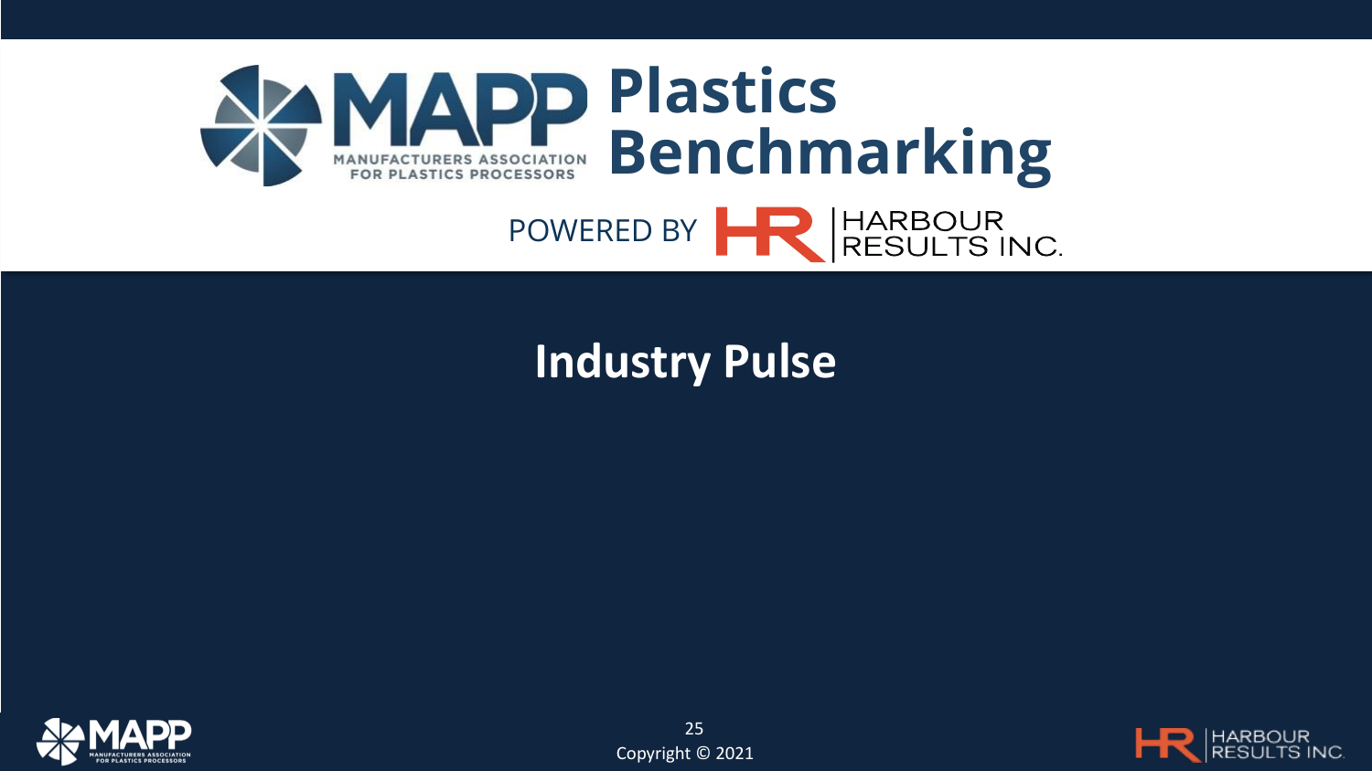# MAPP Plastics Benchmarking

POWERED BY HARBOUR RESULTS INC.

## Industry Pulse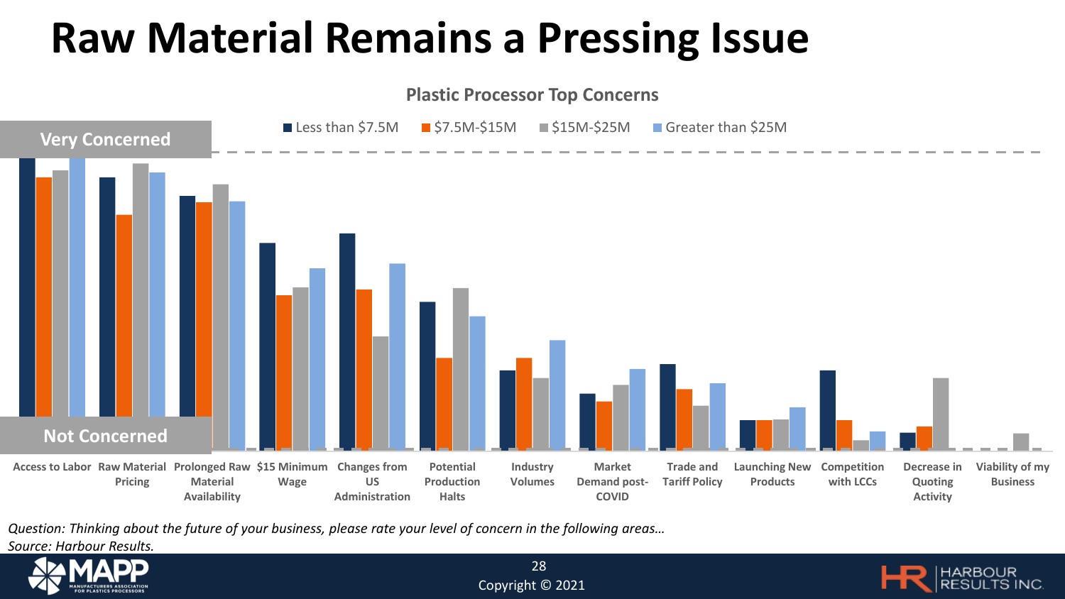# Raw Material Remains a Pressing Issue

**Plastic Processor Top Concerns**

Legend: Less than $7.5M | $7.5M-$15M | $15M-$25M | Greater than $25M

Very Concerned

Not Concerned

Access to Labor | Raw Material Pricing | Prolonged Raw Material Availability | $15 Minimum Wage | Changes from US Administration | Potential Production Halts | Industry Volumes | Market Demand post-COVID | Trade and Tariff Policy | Launching New Products | Competition with LCCs | Decrease in Quoting Activity | Viability of my Business

*Question: Thinking about the future of your business, please rate your level of concern in the following areas…*
*Source: Harbour Results.*

Copyright © 2021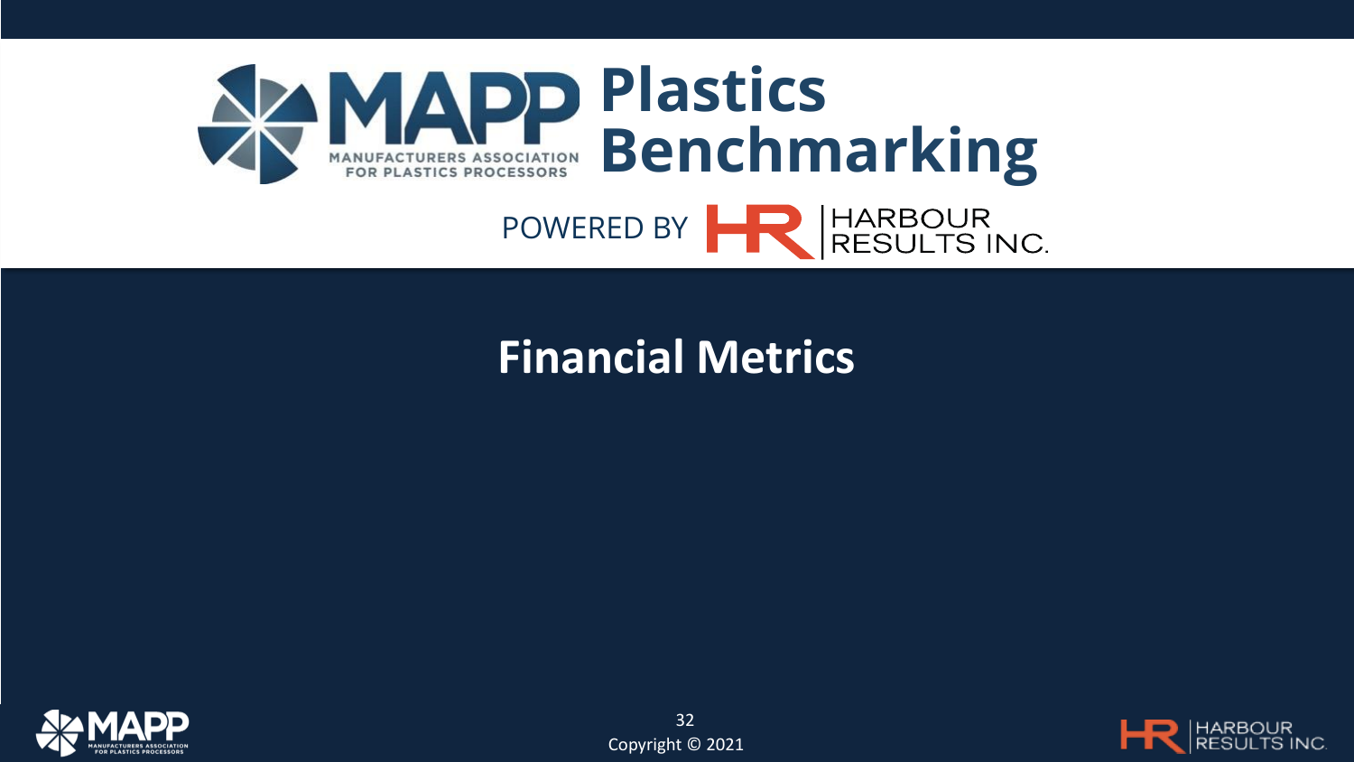# MAPP Plastics Benchmarking

POWERED BY HARBOUR RESULTS INC.

## Financial Metrics

Copyright © 2021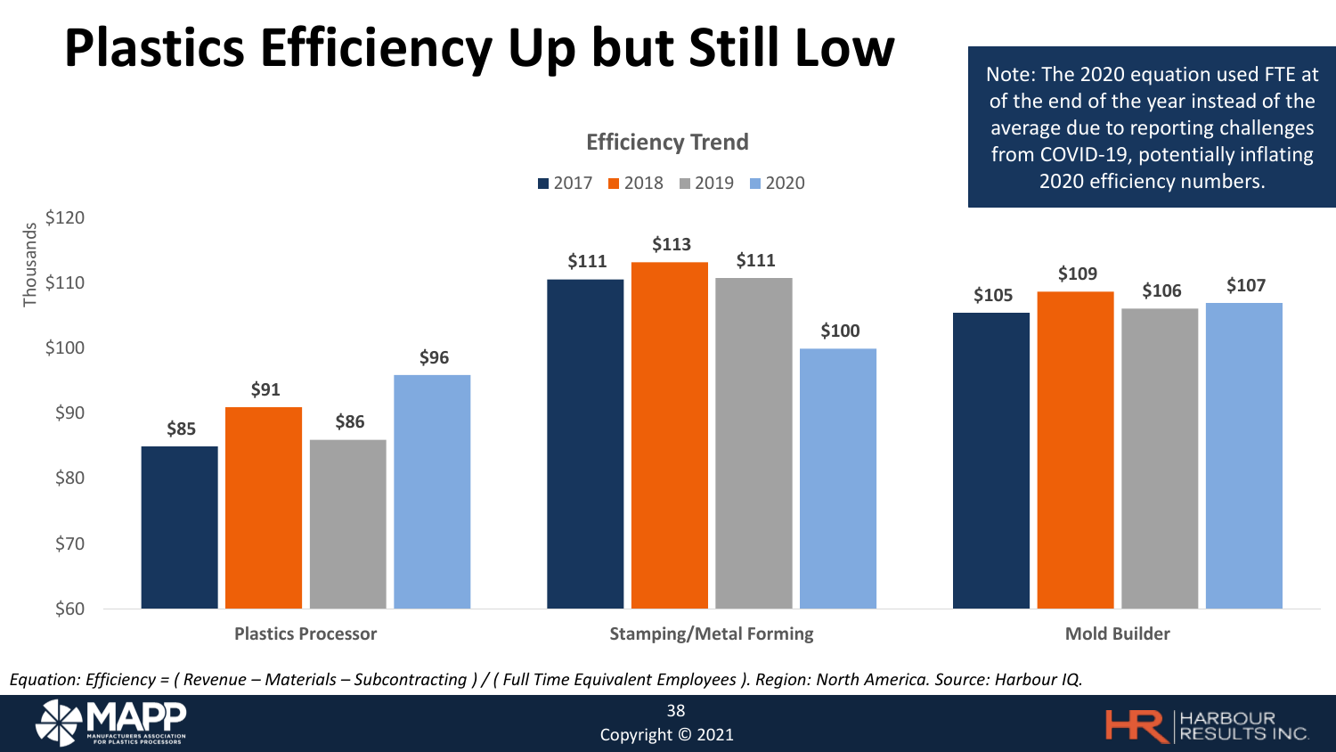# Plastics Efficiency Up but Still Low

Note: The 2020 equation used FTE at of the end of the year instead of the average due to reporting challenges from COVID-19, potentially inflating 2020 efficiency numbers.

**Efficiency Trend** (Thousands)

| | 2017 | 2018 | 2019 | 2020 |
|---|---|---|---|---|
| Plastics Processor | $85 | $91 | $86 | $96 |
| Stamping/Metal Forming | $111 | $113 | $111 | $100 |
| Mold Builder | $105 | $109 | $106 | $107 |

*Equation: Efficiency = ( Revenue – Materials – Subcontracting ) / ( Full Time Equivalent Employees ). Region: North America. Source: Harbour IQ.*

Copyright © 2021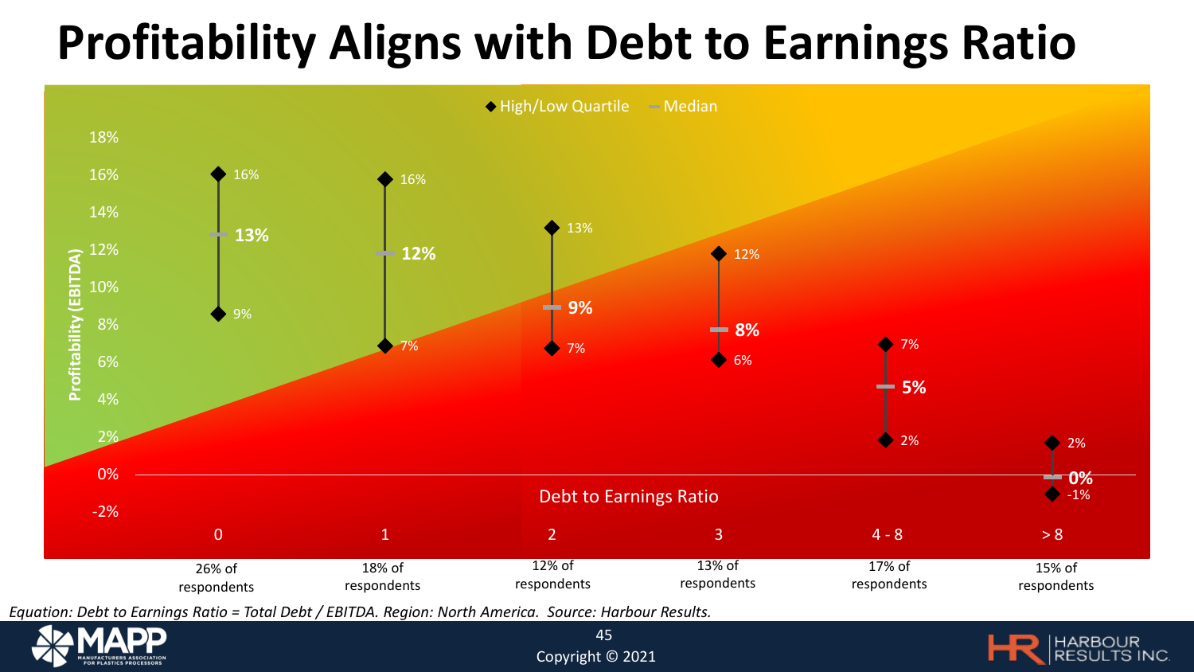# Profitability Aligns with Debt to Earnings Ratio

◆ High/Low Quartile ▬ Median

| Debt to Earnings Ratio | High Quartile | Median | Low Quartile | Share of respondents |
|---|---|---|---|---|
| 0 | 16% | 13% | 9% | 26% of respondents |
| 1 | 16% | 12% | 7% | 18% of respondents |
| 2 | 13% | 9% | 7% | 12% of respondents |
| 3 | 12% | 8% | 6% | 13% of respondents |
| 4 - 8 | 7% | 5% | 2% | 17% of respondents |
| > 8 | 2% | 0% | -1% | 15% of respondents |

*Equation: Debt to Earnings Ratio = Total Debt / EBITDA. Region: North America. Source: Harbour Results.*

Copyright © 2021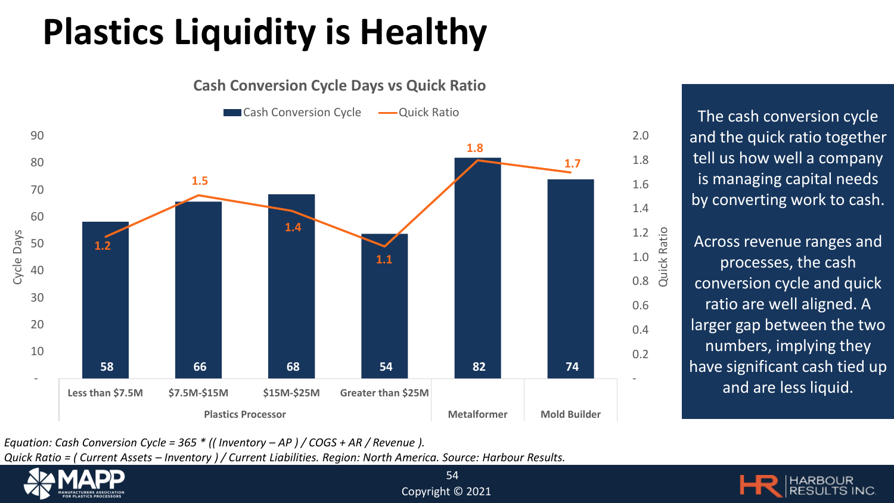# Plastics Liquidity is Healthy

**Cash Conversion Cycle Days vs Quick Ratio**

| | | Cash Conversion Cycle (Days) | Quick Ratio |
|---|---|---|---|
| Plastics Processor | Less than $7.5M | 58 | 1.2 |
| | $7.5M-$15M | 66 | 1.5 |
| | $15M-$25M | 68 | 1.4 |
| | Greater than $25M | 54 | 1.1 |
| Metalformer | | 82 | 1.8 |
| Mold Builder | | 74 | 1.7 |

The cash conversion cycle and the quick ratio together tell us how well a company is managing capital needs by converting work to cash.

Across revenue ranges and processes, the cash conversion cycle and quick ratio are well aligned. A larger gap between the two numbers, implying they have significant cash tied up and are less liquid.

*Equation: Cash Conversion Cycle = 365 * (( Inventory – AP ) / COGS + AR / Revenue ).*
*Quick Ratio = ( Current Assets – Inventory ) / Current Liabilities. Region: North America. Source: Harbour Results.*

Copyright © 2021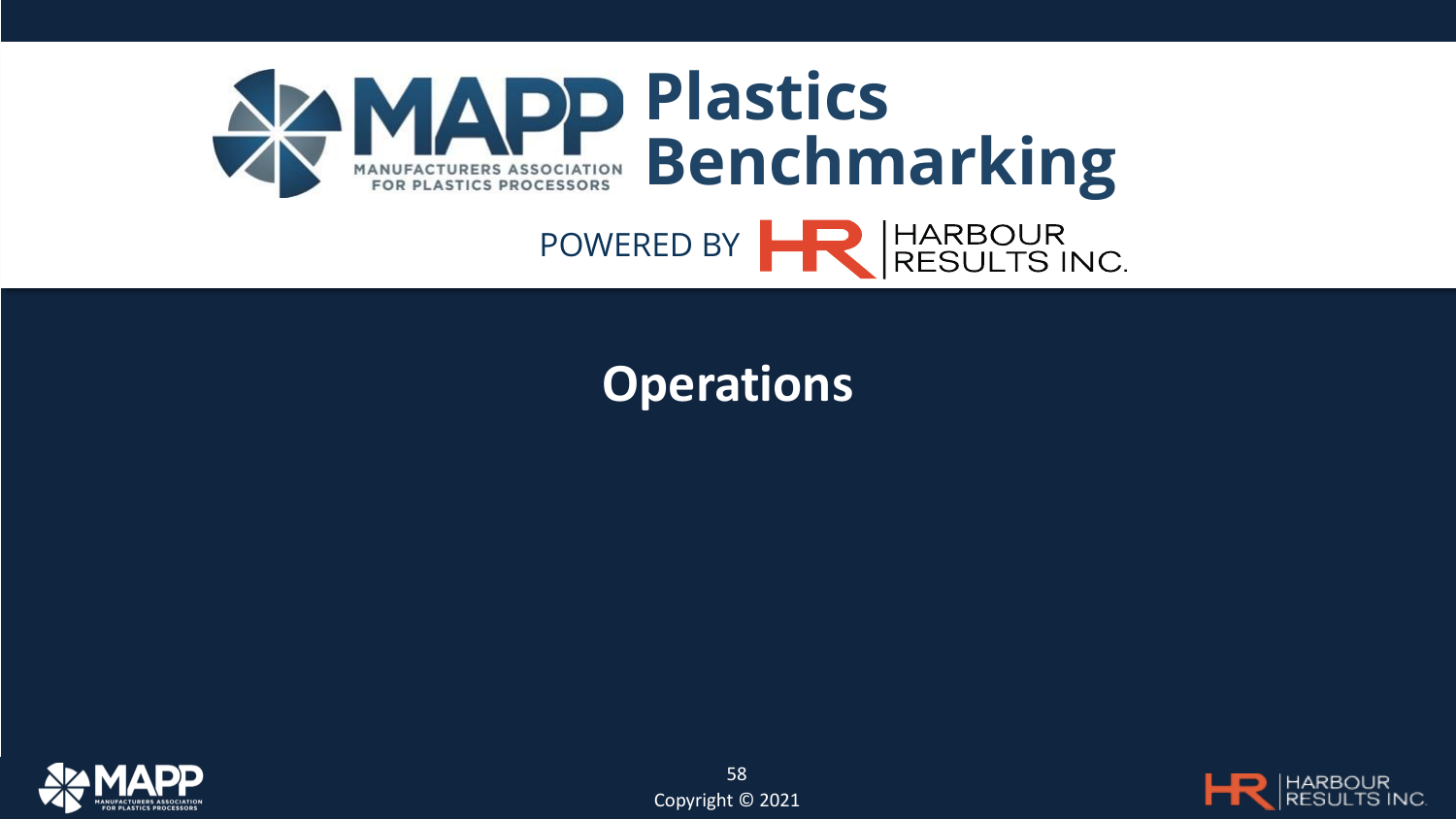# MAPP Plastics Benchmarking

POWERED BY HARBOUR RESULTS INC.

## Operations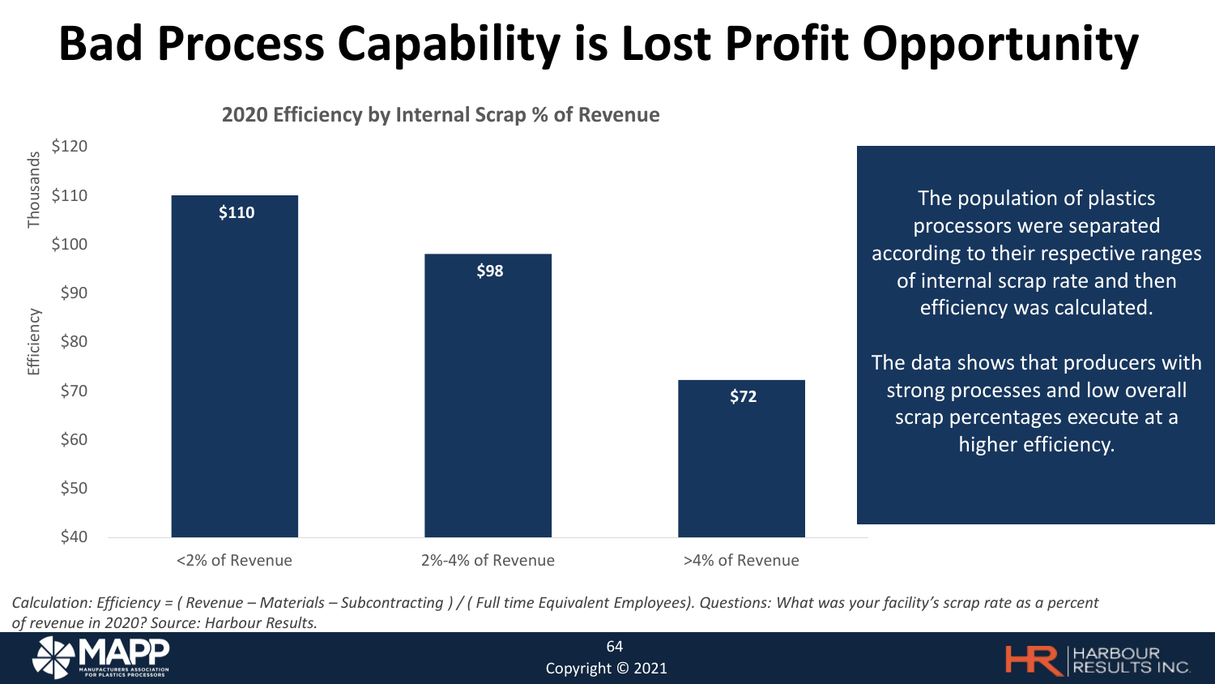# Bad Process Capability is Lost Profit Opportunity

**2020 Efficiency by Internal Scrap % of Revenue**

| Internal Scrap % of Revenue | Efficiency (Thousands) |
|---|---|
| <2% of Revenue | $110 |
| 2%-4% of Revenue | $98 |
| >4% of Revenue | $72 |

The population of plastics processors were separated according to their respective ranges of internal scrap rate and then efficiency was calculated.

The data shows that producers with strong processes and low overall scrap percentages execute at a higher efficiency.

*Calculation: Efficiency = ( Revenue – Materials – Subcontracting ) / ( Full time Equivalent Employees). Questions: What was your facility's scrap rate as a percent of revenue in 2020? Source: Harbour Results.*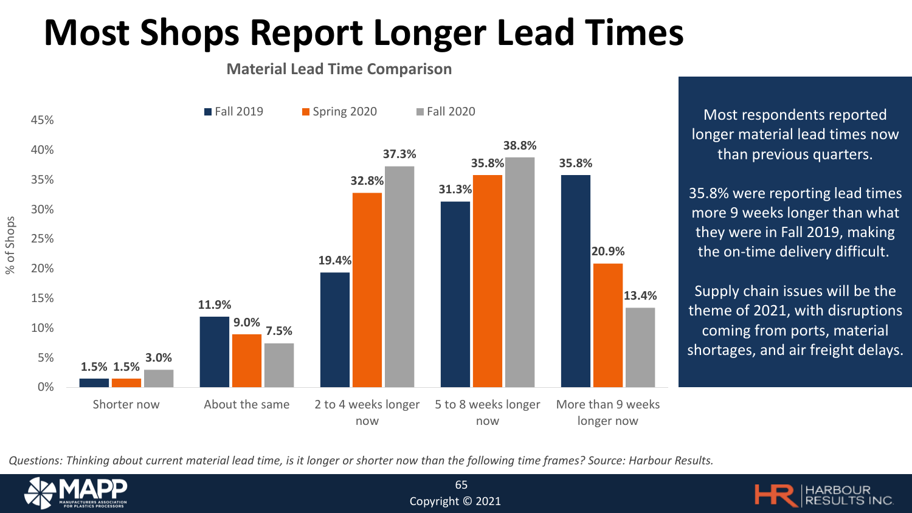# Most Shops Report Longer Lead Times

**Material Lead Time Comparison**

| | Fall 2019 | Spring 2020 | Fall 2020 |
|---|---|---|---|
| Shorter now | 1.5% | 1.5% | 3.0% |
| About the same | 11.9% | 9.0% | 7.5% |
| 2 to 4 weeks longer now | 19.4% | 32.8% | 37.3% |
| 5 to 8 weeks longer now | 31.3% | 35.8% | 38.8% |
| More than 9 weeks longer now | 35.8% | 20.9% | 13.4% |

Most respondents reported longer material lead times now than previous quarters.

35.8% were reporting lead times more 9 weeks longer than what they were in Fall 2019, making the on-time delivery difficult.

Supply chain issues will be the theme of 2021, with disruptions coming from ports, material shortages, and air freight delays.

*Questions: Thinking about current material lead time, is it longer or shorter now than the following time frames? Source: Harbour Results.*

Copyright © 2021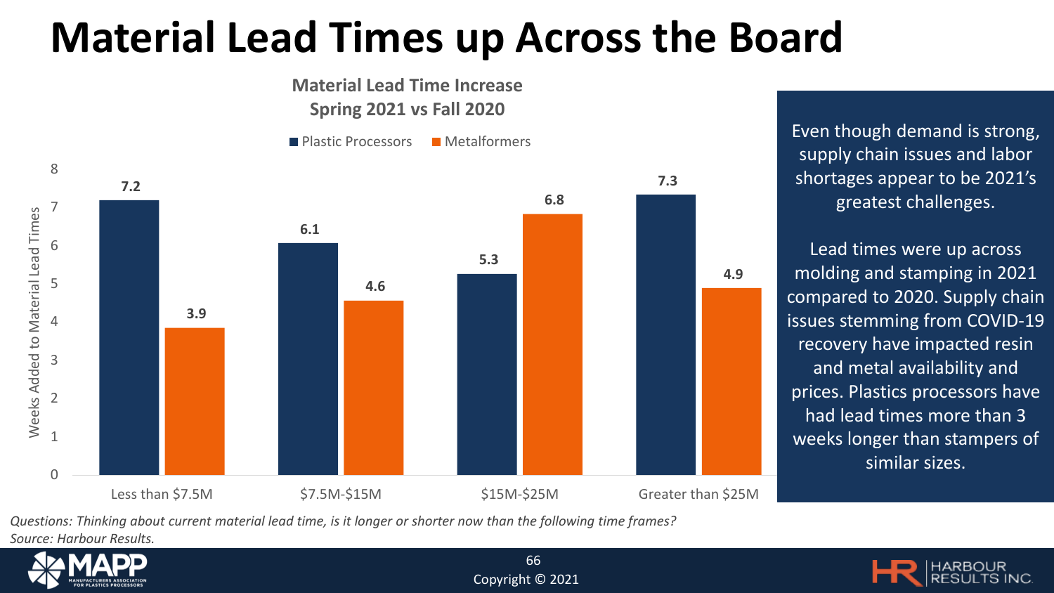# Material Lead Times up Across the Board

**Material Lead Time Increase**
**Spring 2021 vs Fall 2020**

Weeks Added to Material Lead Times

| | Plastic Processors | Metalformers |
|---|---|---|
| Less than $7.5M | 7.2 | 3.9 |
| $7.5M-$15M | 6.1 | 4.6 |
| $15M-$25M | 5.3 | 6.8 |
| Greater than $25M | 7.3 | 4.9 |

Even though demand is strong, supply chain issues and labor shortages appear to be 2021's greatest challenges.

Lead times were up across molding and stamping in 2021 compared to 2020. Supply chain issues stemming from COVID-19 recovery have impacted resin and metal availability and prices. Plastics processors have had lead times more than 3 weeks longer than stampers of similar sizes.

*Questions: Thinking about current material lead time, is it longer or shorter now than the following time frames?*
*Source: Harbour Results.*

Copyright © 2021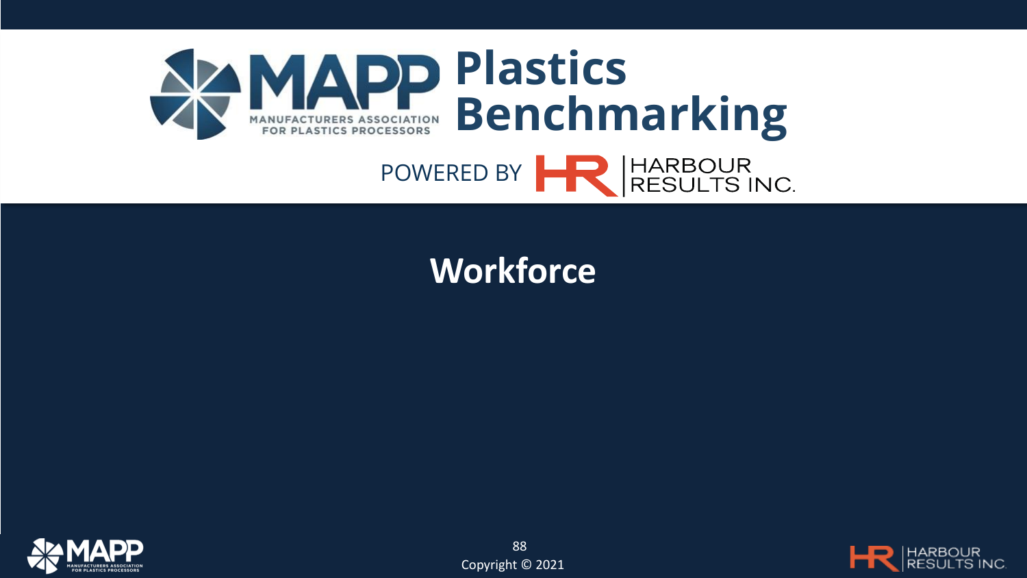# MAPP Plastics Benchmarking

POWERED BY HARBOUR RESULTS INC.

## Workforce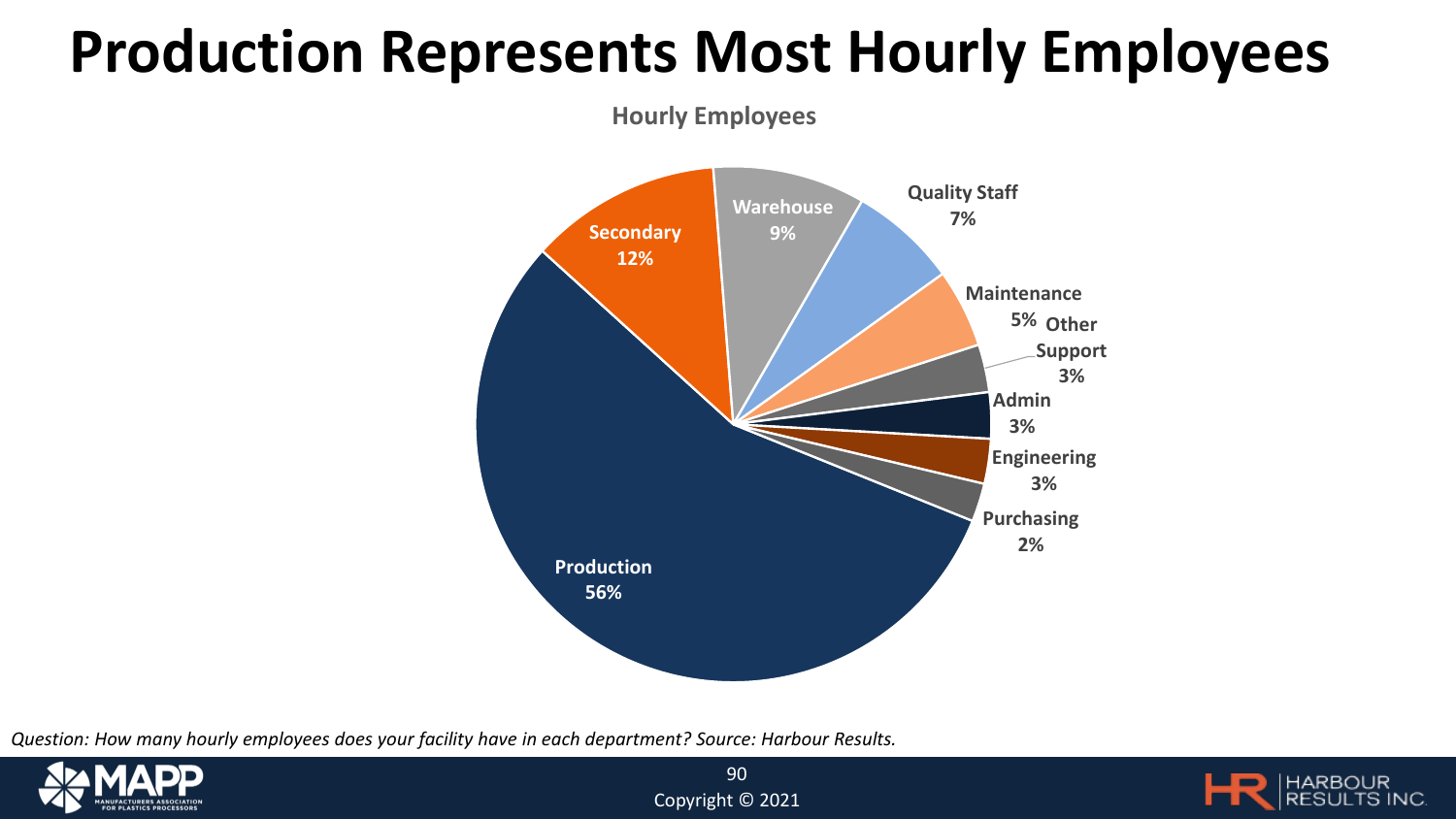# Production Represents Most Hourly Employees

**Hourly Employees**

| Department | Percentage |
|---|---|
| Production | 56% |
| Secondary | 12% |
| Warehouse | 9% |
| Quality Staff | 7% |
| Maintenance | 5% |
| Other Support | 3% |
| Admin | 3% |
| Engineering | 3% |
| Purchasing | 2% |

*Question: How many hourly employees does your facility have in each department? Source: Harbour Results.*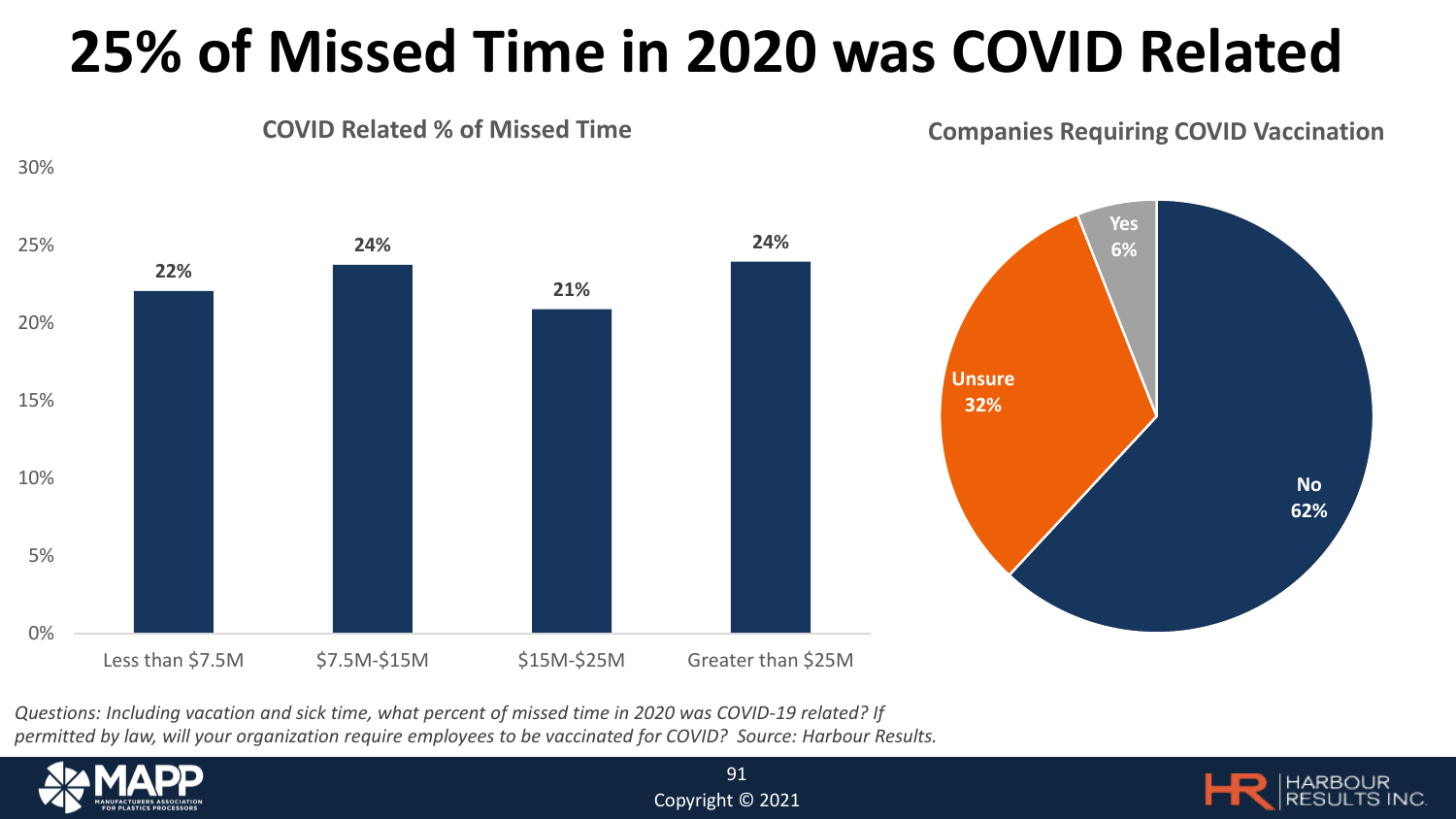# 25% of Missed Time in 2020 was COVID Related

## COVID Related % of Missed Time

| Company Size | COVID Related % of Missed Time |
|---|---|
| Less than $7.5M | 22% |
| $7.5M-$15M | 24% |
| $15M-$25M | 21% |
| Greater than $25M | 24% |

## Companies Requiring COVID Vaccination

| Response | % |
|---|---|
| No | 62% |
| Unsure | 32% |
| Yes | 6% |

*Questions: Including vacation and sick time, what percent of missed time in 2020 was COVID-19 related? If permitted by law, will your organization require employees to be vaccinated for COVID? Source: Harbour Results.*

Copyright © 2021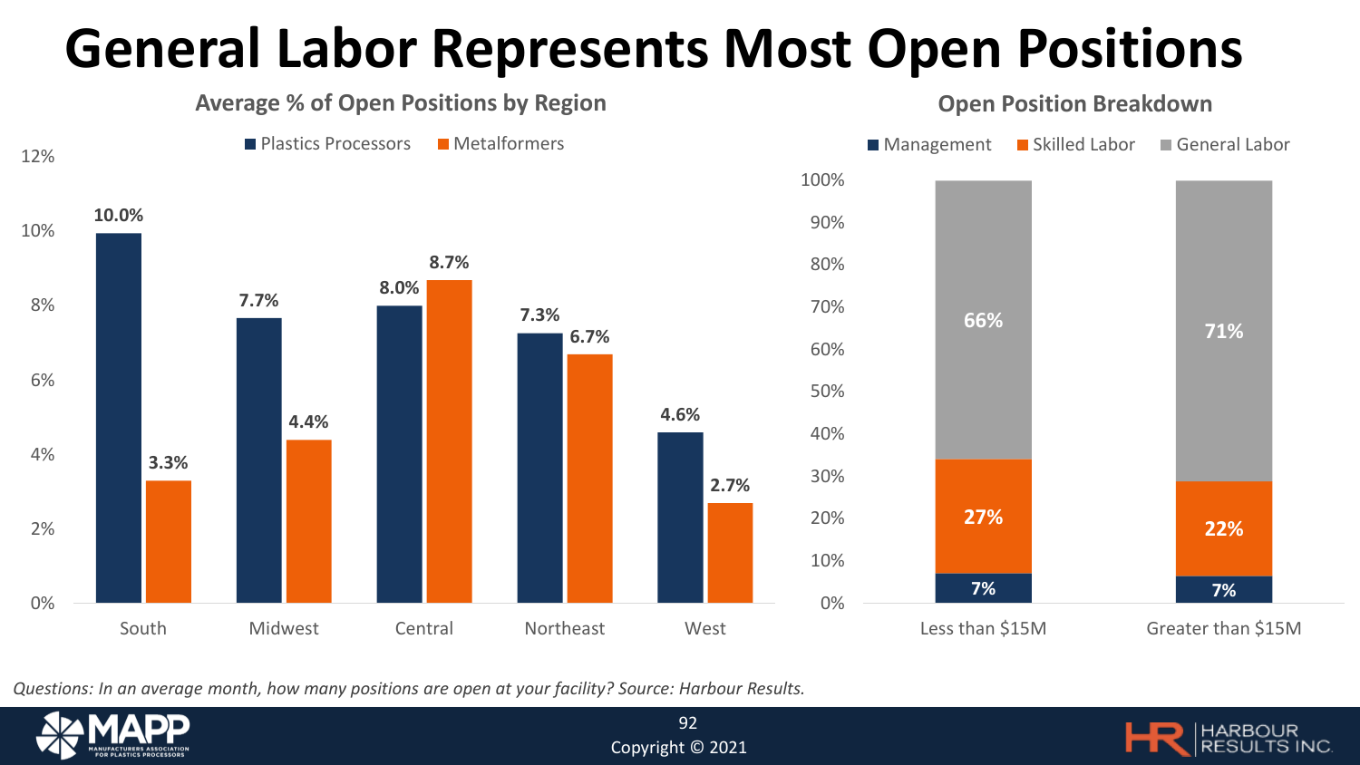# General Labor Represents Most Open Positions

## Average % of Open Positions by Region

| Region | Plastics Processors | Metalformers |
|---|---|---|
| South | 10.0% | 3.3% |
| Midwest | 7.7% | 4.4% |
| Central | 8.0% | 8.7% |
| Northeast | 7.3% | 6.7% |
| West | 4.6% | 2.7% |

## Open Position Breakdown

| | Management | Skilled Labor | General Labor |
|---|---|---|---|
| Less than $15M | 7% | 27% | 66% |
| Greater than $15M | 7% | 22% | 71% |

*Questions: In an average month, how many positions are open at your facility? Source: Harbour Results.*

Copyright © 2021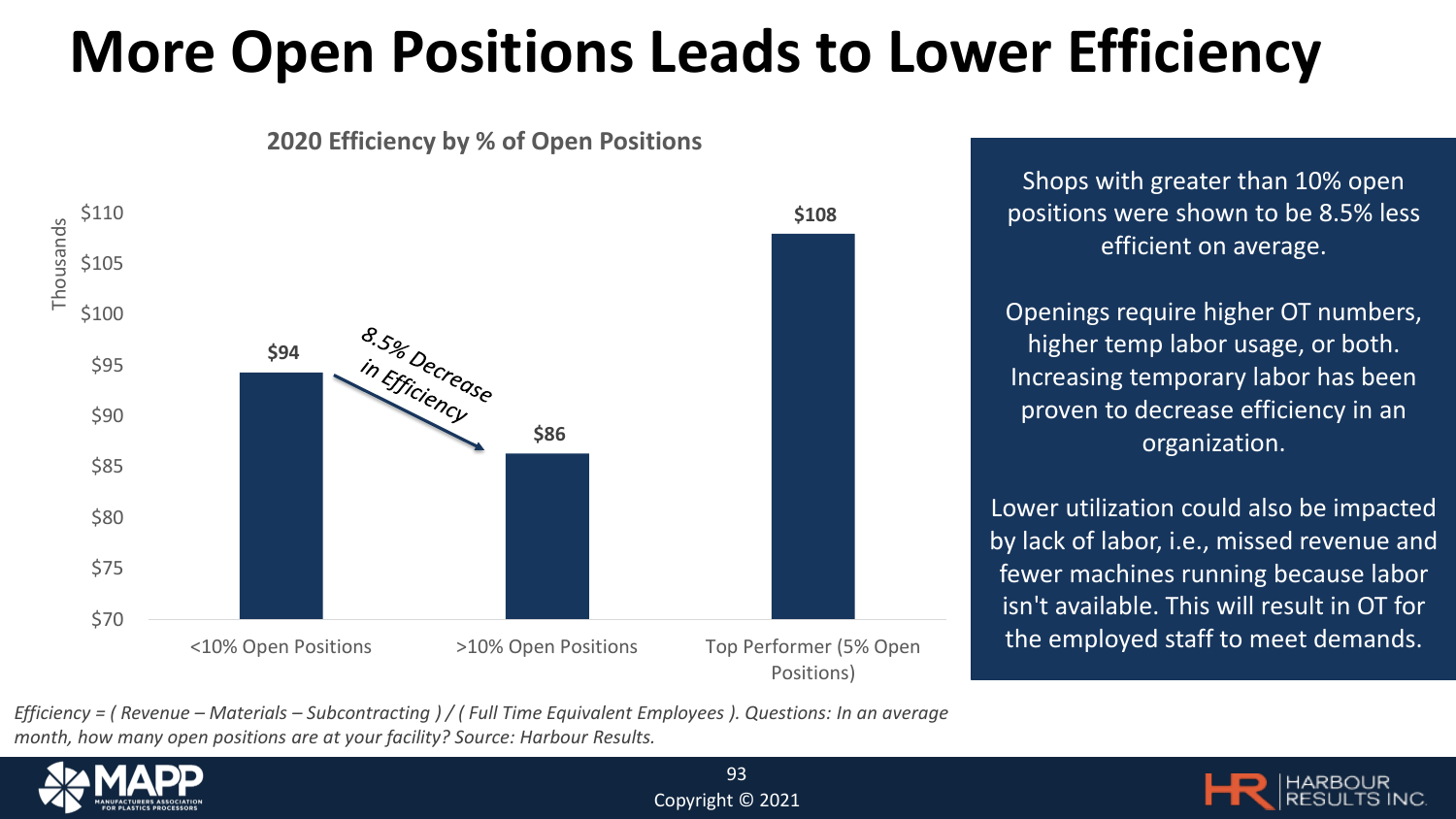# More Open Positions Leads to Lower Efficiency

**2020 Efficiency by % of Open Positions**

| | <10% Open Positions | >10% Open Positions | Top Performer (5% Open Positions) |
|---|---|---|---|
| Efficiency (Thousands) | $94 | $86 | $108 |

8.5% Decrease in Efficiency

Shops with greater than 10% open positions were shown to be 8.5% less efficient on average.

Openings require higher OT numbers, higher temp labor usage, or both. Increasing temporary labor has been proven to decrease efficiency in an organization.

Lower utilization could also be impacted by lack of labor, i.e., missed revenue and fewer machines running because labor isn't available. This will result in OT for the employed staff to meet demands.

*Efficiency = ( Revenue – Materials – Subcontracting ) / ( Full Time Equivalent Employees ). Questions: In an average month, how many open positions are at your facility? Source: Harbour Results.*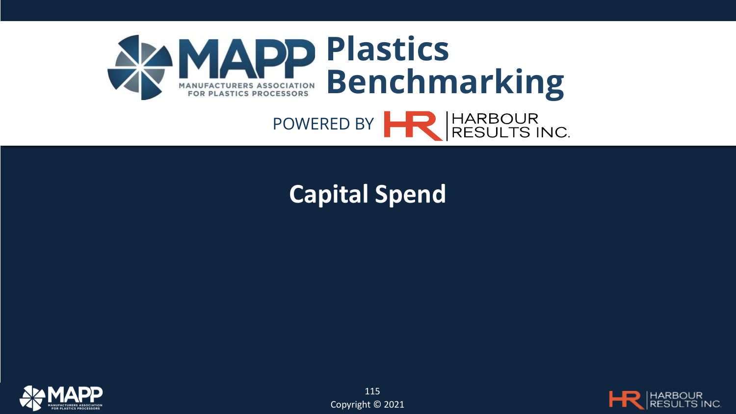# Plastics Benchmarking

POWERED BY HARBOUR RESULTS INC.

## Capital Spend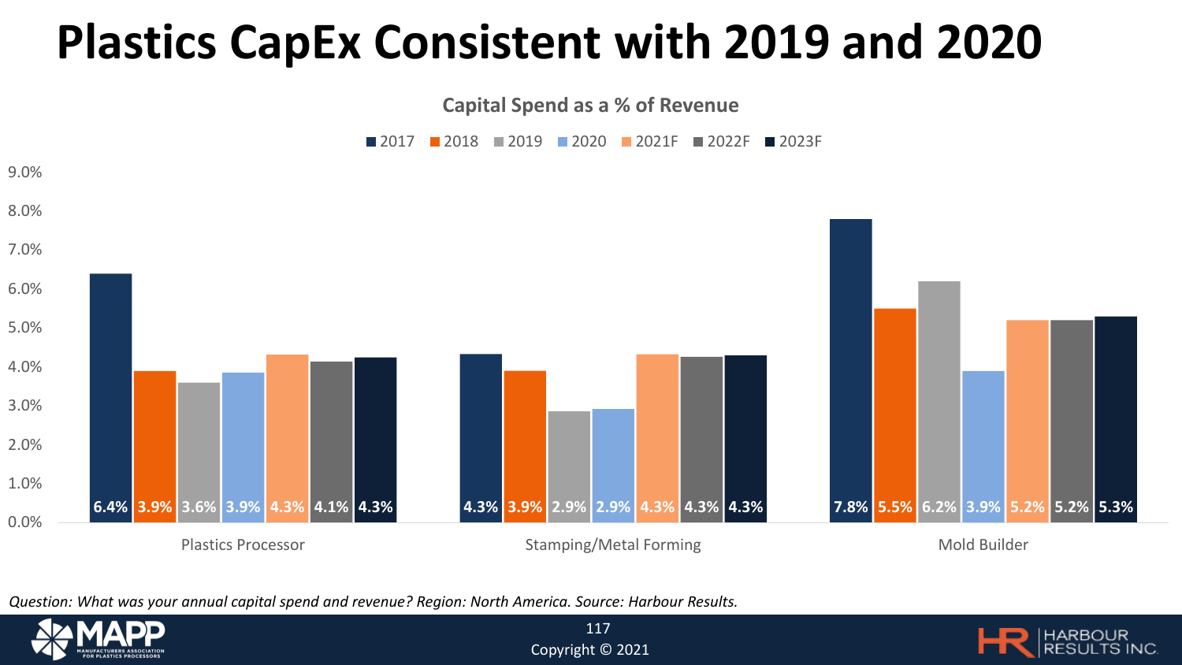# Plastics CapEx Consistent with 2019 and 2020

**Capital Spend as a % of Revenue**

| | 2017 | 2018 | 2019 | 2020 | 2021F | 2022F | 2023F |
|---|---|---|---|---|---|---|---|
| Plastics Processor | 6.4% | 3.9% | 3.6% | 3.9% | 4.3% | 4.1% | 4.3% |
| Stamping/Metal Forming | 4.3% | 3.9% | 2.9% | 2.9% | 4.3% | 4.3% | 4.3% |
| Mold Builder | 7.8% | 5.5% | 6.2% | 3.9% | 5.2% | 5.2% | 5.3% |

*Question: What was your annual capital spend and revenue? Region: North America. Source: Harbour Results.*

Copyright © 2021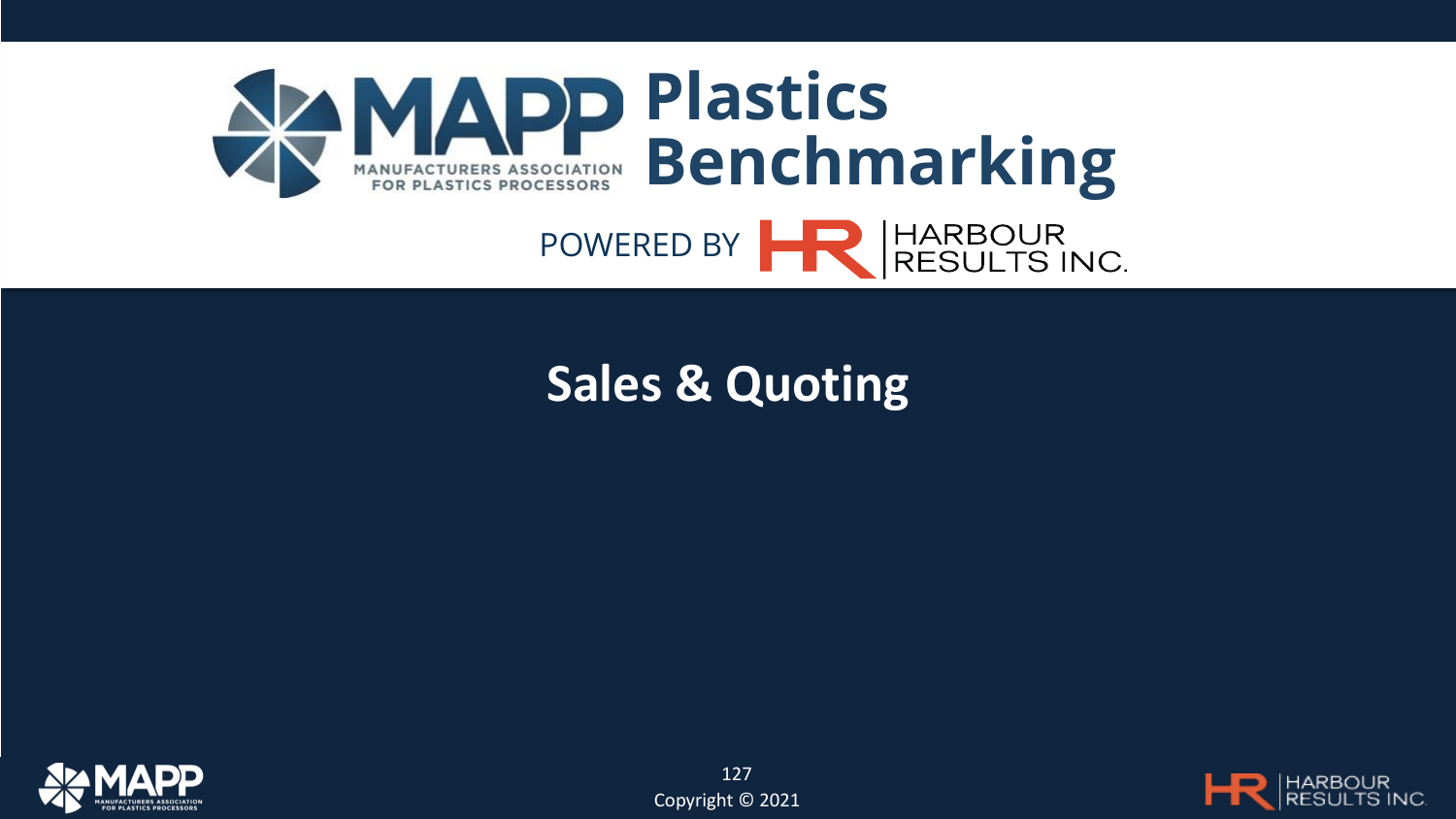# MAPP Plastics Benchmarking

POWERED BY HARBOUR RESULTS INC.

## Sales & Quoting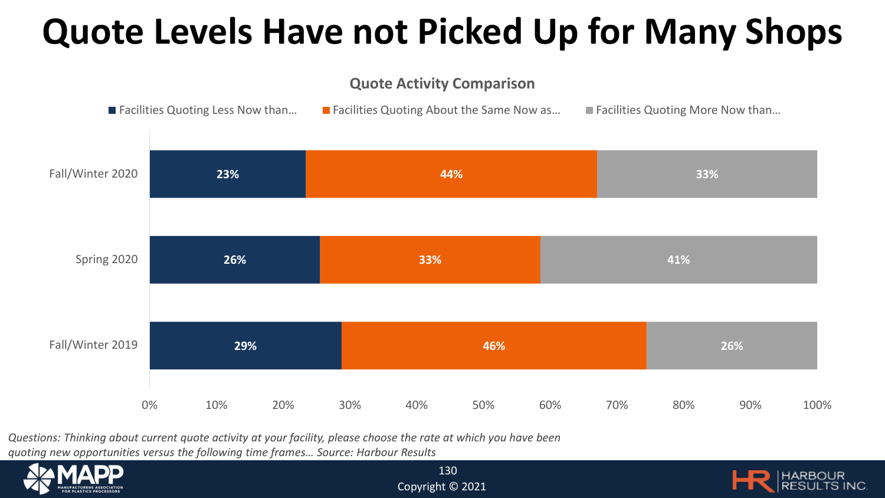# Quote Levels Have not Picked Up for Many Shops

**Quote Activity Comparison**

| | Facilities Quoting Less Now than… | Facilities Quoting About the Same Now as… | Facilities Quoting More Now than… |
|---|---|---|---|
| Fall/Winter 2020 | 23% | 44% | 33% |
| Spring 2020 | 26% | 33% | 41% |
| Fall/Winter 2019 | 29% | 46% | 26% |

*Questions: Thinking about current quote activity at your facility, please choose the rate at which you have been quoting new opportunities versus the following time frames… Source: Harbour Results*

Copyright © 2021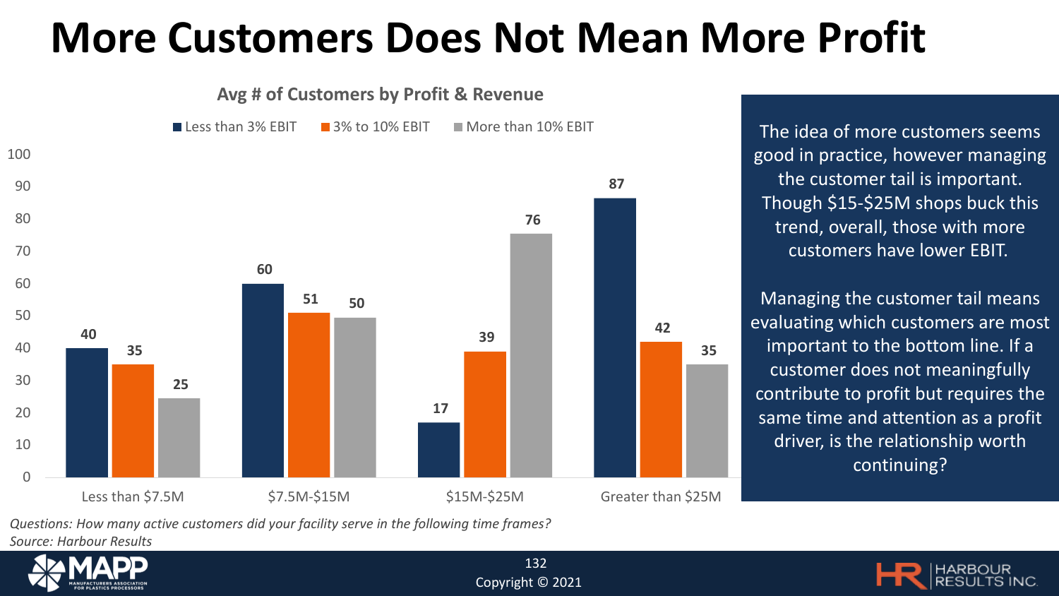# More Customers Does Not Mean More Profit

**Avg # of Customers by Profit & Revenue**

| Revenue | Less than 3% EBIT | 3% to 10% EBIT | More than 10% EBIT |
|---|---|---|---|
| Less than $7.5M | 40 | 35 | 25 |
| $7.5M-$15M | 60 | 51 | 50 |
| $15M-$25M | 17 | 39 | 76 |
| Greater than $25M | 87 | 42 | 35 |

The idea of more customers seems good in practice, however managing the customer tail is important. Though $15-$25M shops buck this trend, overall, those with more customers have lower EBIT.

Managing the customer tail means evaluating which customers are most important to the bottom line. If a customer does not meaningfully contribute to profit but requires the same time and attention as a profit driver, is the relationship worth continuing?

*Questions: How many active customers did your facility serve in the following time frames?*
*Source: Harbour Results*

Copyright © 2021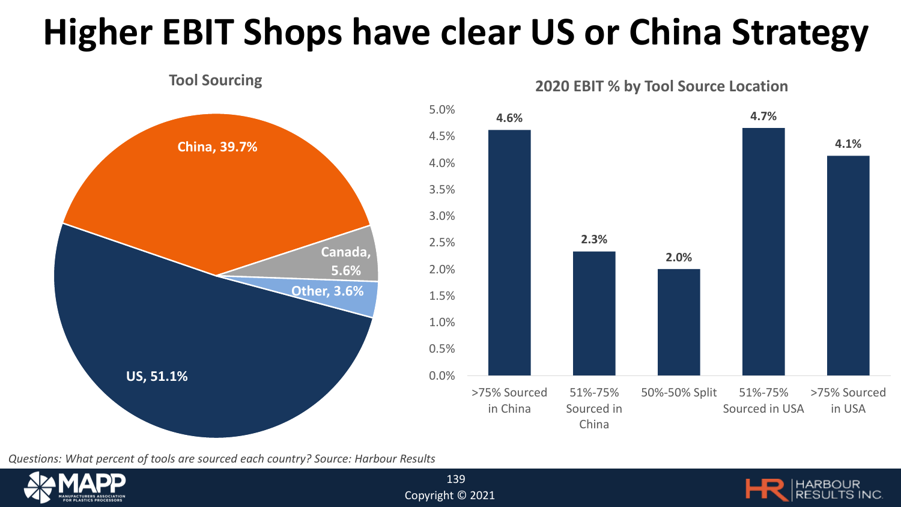# Higher EBIT Shops have clear US or China Strategy

**Tool Sourcing**

| Location | Share |
|---|---|
| US | 51.1% |
| China | 39.7% |
| Canada | 5.6% |
| Other | 3.6% |

**2020 EBIT % by Tool Source Location**

| Tool Source Location | 2020 EBIT % |
|---|---|
| >75% Sourced in China | 4.6% |
| 51%-75% Sourced in China | 2.3% |
| 50%-50% Split | 2.0% |
| 51%-75% Sourced in USA | 4.7% |
| >75% Sourced in USA | 4.1% |

*Questions: What percent of tools are sourced each country? Source: Harbour Results*

Copyright © 2021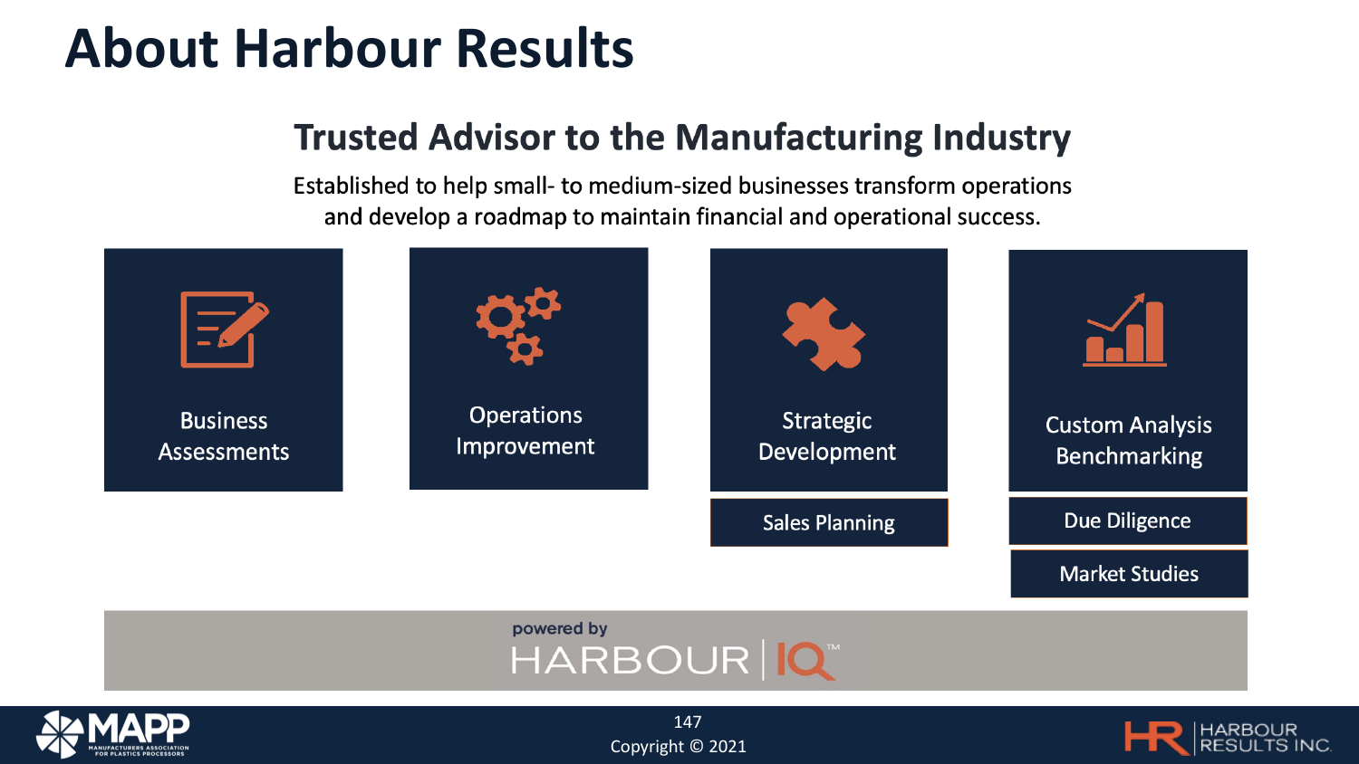# About Harbour Results

## Trusted Advisor to the Manufacturing Industry

Established to help small- to medium-sized businesses transform operations and develop a roadmap to maintain financial and operational success.

- Business Assessments
- Operations Improvement
- Strategic Development
  - Sales Planning
- Custom Analysis Benchmarking
  - Due Diligence
  - Market Studies

powered by HARBOUR | IQ™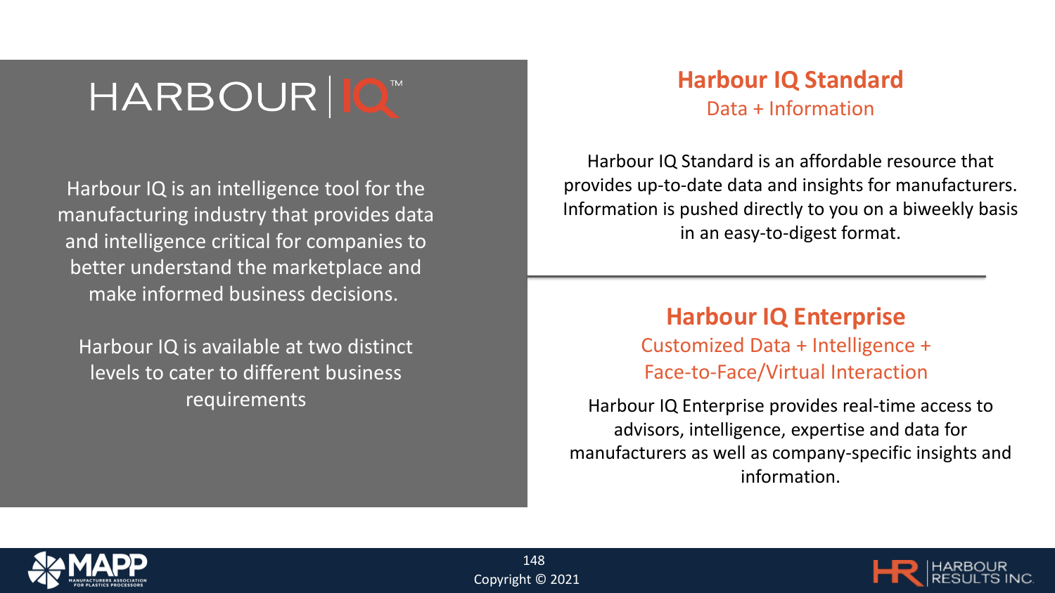# HARBOUR | IQ™

Harbour IQ is an intelligence tool for the manufacturing industry that provides data and intelligence critical for companies to better understand the marketplace and make informed business decisions.

Harbour IQ is available at two distinct levels to cater to different business requirements

## Harbour IQ Standard

Data + Information

Harbour IQ Standard is an affordable resource that provides up-to-date data and insights for manufacturers. Information is pushed directly to you on a biweekly basis in an easy-to-digest format.

---

## Harbour IQ Enterprise

Customized Data + Intelligence + Face-to-Face/Virtual Interaction

Harbour IQ Enterprise provides real-time access to advisors, intelligence, expertise and data for manufacturers as well as company-specific insights and information.

Copyright © 2021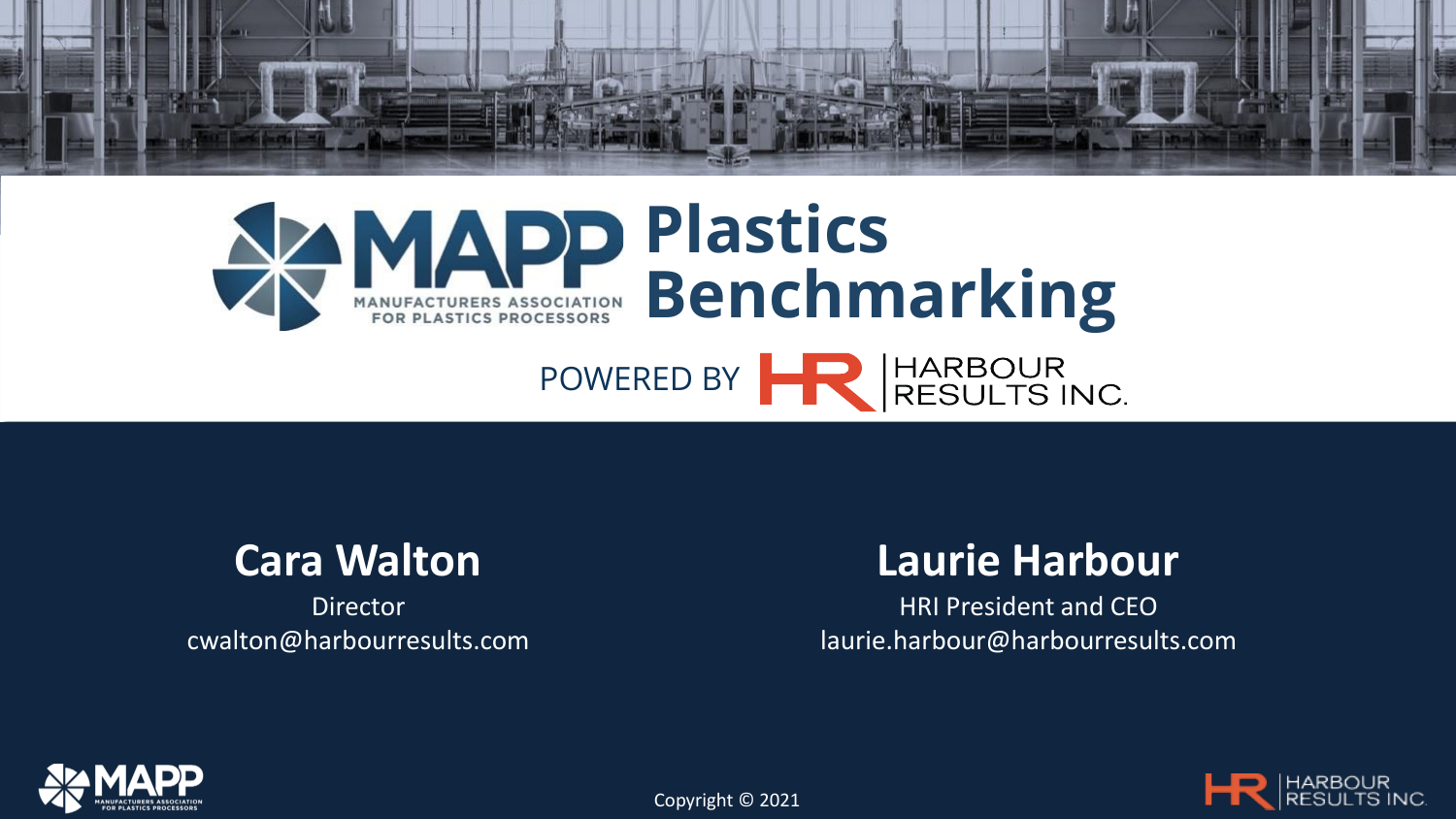# MAPP Plastics Benchmarking

MANUFACTURERS ASSOCIATION FOR PLASTICS PROCESSORS

POWERED BY HARBOUR RESULTS INC.

**Cara Walton**

Director

cwalton@harbourresults.com

**Laurie Harbour**

HRI President and CEO

laurie.harbour@harbourresults.com

Copyright © 2021